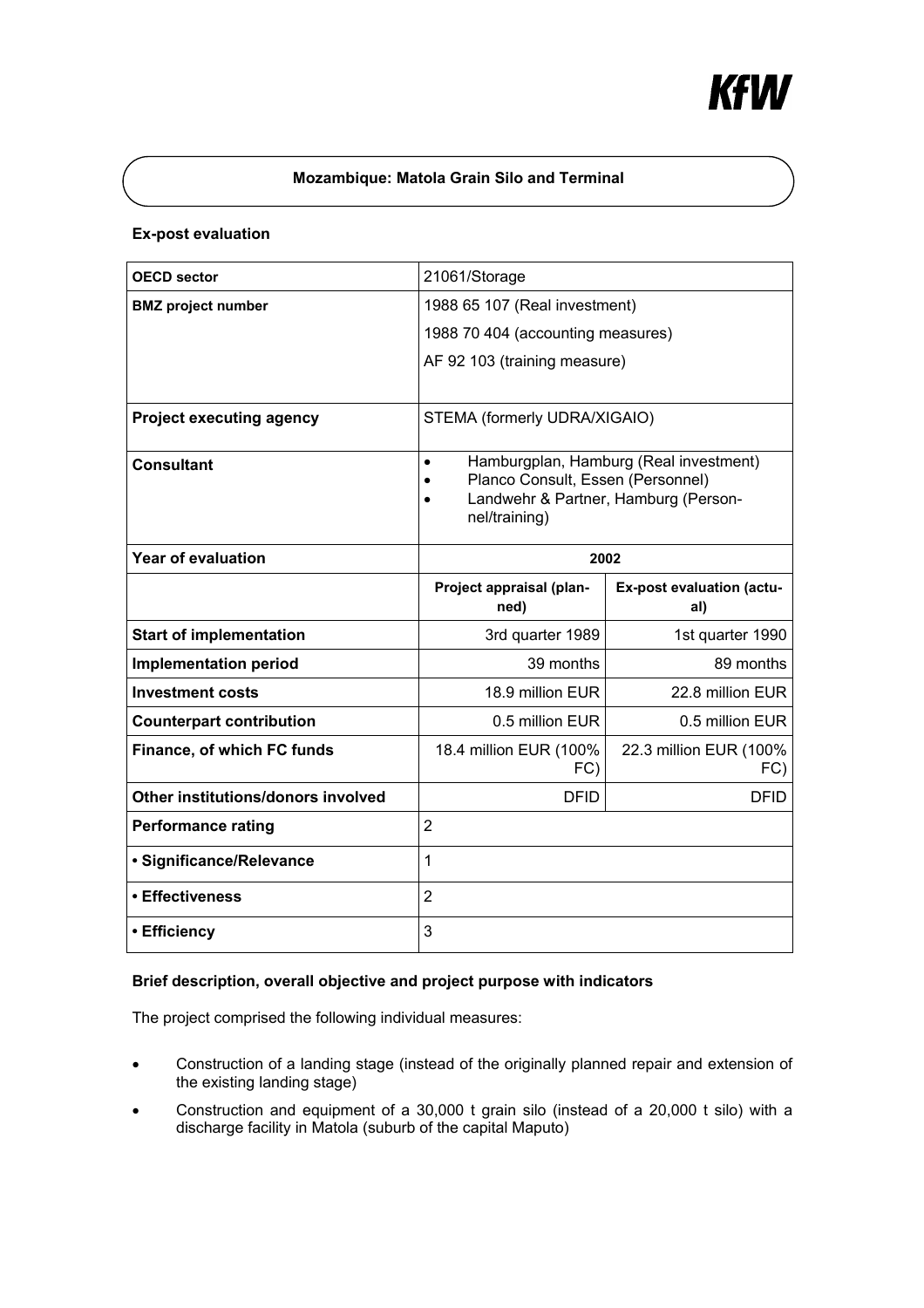KfW

## Mozambique: Matola Grain Silo and Terminal

### Ex-post evaluation

| OECD sector | 21061/Storage | |
|---|---|---|
| **BMZ project number** | 1988 65 107 (Real investment)<br>1988 70 404 (accounting measures)<br>AF 92 103 (training measure) | |
| **Project executing agency** | STEMA (formerly UDRA/XIGAIO) | |
| **Consultant** | • Hamburgplan, Hamburg (Real investment)<br>• Planco Consult, Essen (Personnel)<br>• Landwehr & Partner, Hamburg (Personnel/training) | |
| **Year of evaluation** | 2002 | |
| | **Project appraisal (planned)** | **Ex-post evaluation (actual)** |
| **Start of implementation** | 3rd quarter 1989 | 1st quarter 1990 |
| **Implementation period** | 39 months | 89 months |
| **Investment costs** | 18.9 million EUR | 22.8 million EUR |
| **Counterpart contribution** | 0.5 million EUR | 0.5 million EUR |
| **Finance, of which FC funds** | 18.4 million EUR (100% FC) | 22.3 million EUR (100% FC) |
| **Other institutions/donors involved** | DFID | DFID |
| **Performance rating** | 2 | |
| **• Significance/Relevance** | 1 | |
| **• Effectiveness** | 2 | |
| **• Efficiency** | 3 | |

### Brief description, overall objective and project purpose with indicators

The project comprised the following individual measures:

- Construction of a landing stage (instead of the originally planned repair and extension of the existing landing stage)
- Construction and equipment of a 30,000 t grain silo (instead of a 20,000 t silo) with a discharge facility in Matola (suburb of the capital Maputo)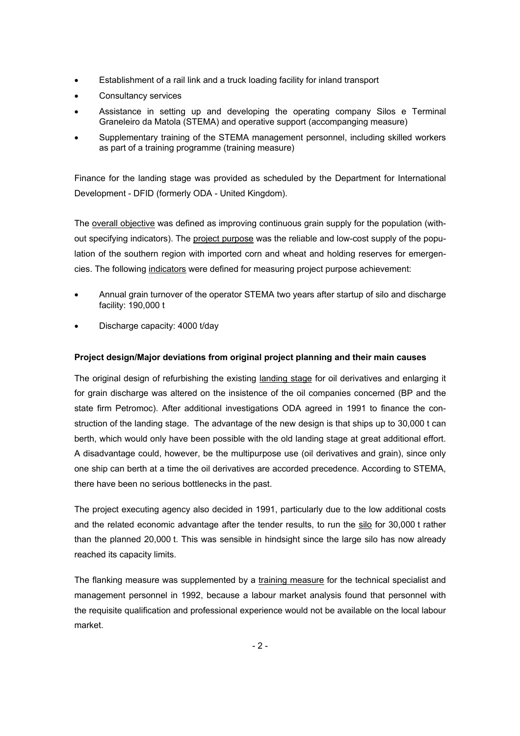- Establishment of a rail link and a truck loading facility for inland transport
- Consultancy services
- Assistance in setting up and developing the operating company Silos e Terminal Graneleiro da Matola (STEMA) and operative support (accompanging measure)
- Supplementary training of the STEMA management personnel, including skilled workers as part of a training programme (training measure)

Finance for the landing stage was provided as scheduled by the Department for International Development - DFID (formerly ODA - United Kingdom).

The overall objective was defined as improving continuous grain supply for the population (without specifying indicators). The project purpose was the reliable and low-cost supply of the population of the southern region with imported corn and wheat and holding reserves for emergencies. The following indicators were defined for measuring project purpose achievement:

- Annual grain turnover of the operator STEMA two years after startup of silo and discharge facility: 190,000 t
- Discharge capacity: 4000 t/day

**Project design/Major deviations from original project planning and their main causes**

The original design of refurbishing the existing landing stage for oil derivatives and enlarging it for grain discharge was altered on the insistence of the oil companies concerned (BP and the state firm Petromoc). After additional investigations ODA agreed in 1991 to finance the construction of the landing stage. The advantage of the new design is that ships up to 30,000 t can berth, which would only have been possible with the old landing stage at great additional effort. A disadvantage could, however, be the multipurpose use (oil derivatives and grain), since only one ship can berth at a time the oil derivatives are accorded precedence. According to STEMA, there have been no serious bottlenecks in the past.

The project executing agency also decided in 1991, particularly due to the low additional costs and the related economic advantage after the tender results, to run the silo for 30,000 t rather than the planned 20,000 t. This was sensible in hindsight since the large silo has now already reached its capacity limits.

The flanking measure was supplemented by a training measure for the technical specialist and management personnel in 1992, because a labour market analysis found that personnel with the requisite qualification and professional experience would not be available on the local labour market.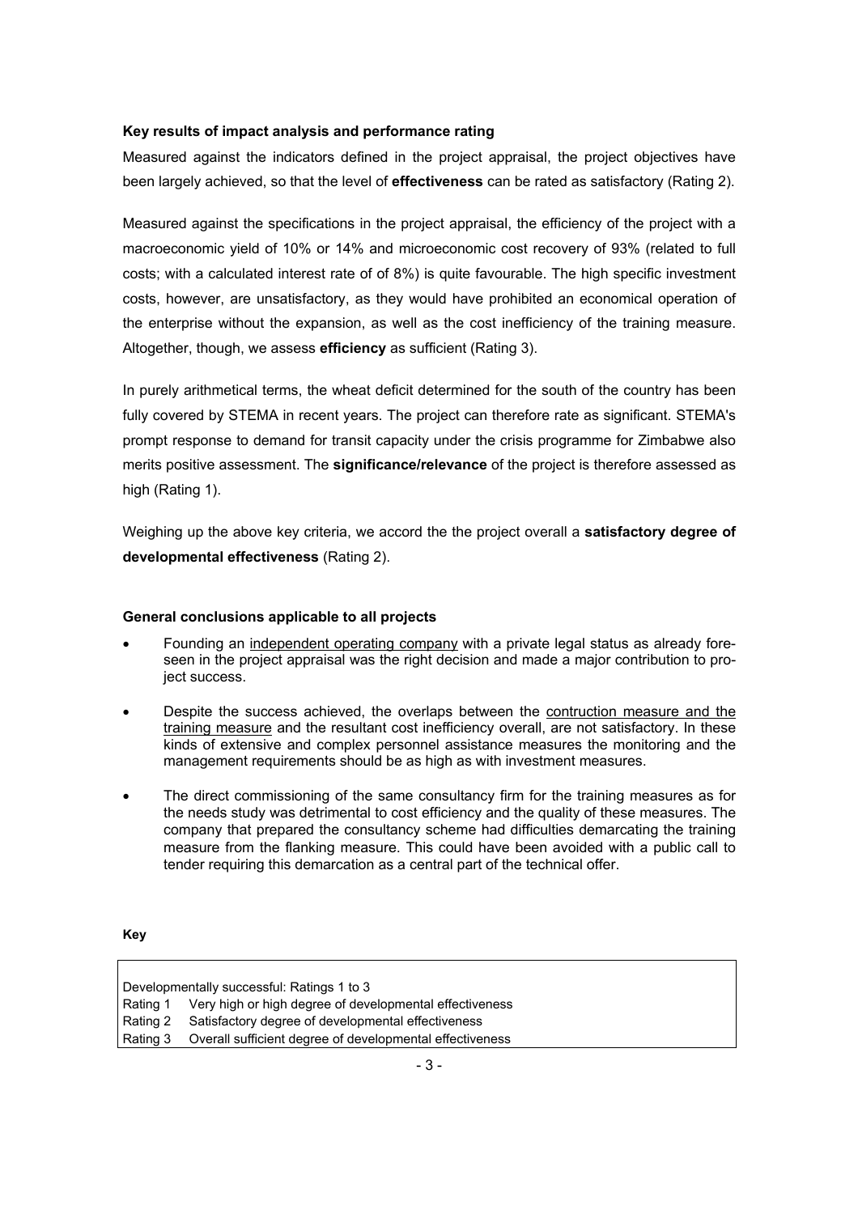**Key results of impact analysis and performance rating**

Measured against the indicators defined in the project appraisal, the project objectives have been largely achieved, so that the level of **effectiveness** can be rated as satisfactory (Rating 2).

Measured against the specifications in the project appraisal, the efficiency of the project with a macroeconomic yield of 10% or 14% and microeconomic cost recovery of 93% (related to full costs; with a calculated interest rate of of 8%) is quite favourable. The high specific investment costs, however, are unsatisfactory, as they would have prohibited an economical operation of the enterprise without the expansion, as well as the cost inefficiency of the training measure. Altogether, though, we assess **efficiency** as sufficient (Rating 3).

In purely arithmetical terms, the wheat deficit determined for the south of the country has been fully covered by STEMA in recent years. The project can therefore rate as significant. STEMA's prompt response to demand for transit capacity under the crisis programme for Zimbabwe also merits positive assessment. The **significance/relevance** of the project is therefore assessed as high (Rating 1).

Weighing up the above key criteria, we accord the the project overall a **satisfactory degree of developmental effectiveness** (Rating 2).

**General conclusions applicable to all projects**

- Founding an independent operating company with a private legal status as already foreseen in the project appraisal was the right decision and made a major contribution to project success.
- Despite the success achieved, the overlaps between the contruction measure and the training measure and the resultant cost inefficiency overall, are not satisfactory. In these kinds of extensive and complex personnel assistance measures the monitoring and the management requirements should be as high as with investment measures.
- The direct commissioning of the same consultancy firm for the training measures as for the needs study was detrimental to cost efficiency and the quality of these measures. The company that prepared the consultancy scheme had difficulties demarcating the training measure from the flanking measure. This could have been avoided with a public call to tender requiring this demarcation as a central part of the technical offer.

**Key**

Developmentally successful: Ratings 1 to 3

| | |
|---|---|
| Rating 1 | Very high or high degree of developmental effectiveness |
| Rating 2 | Satisfactory degree of developmental effectiveness |
| Rating 3 | Overall sufficient degree of developmental effectiveness |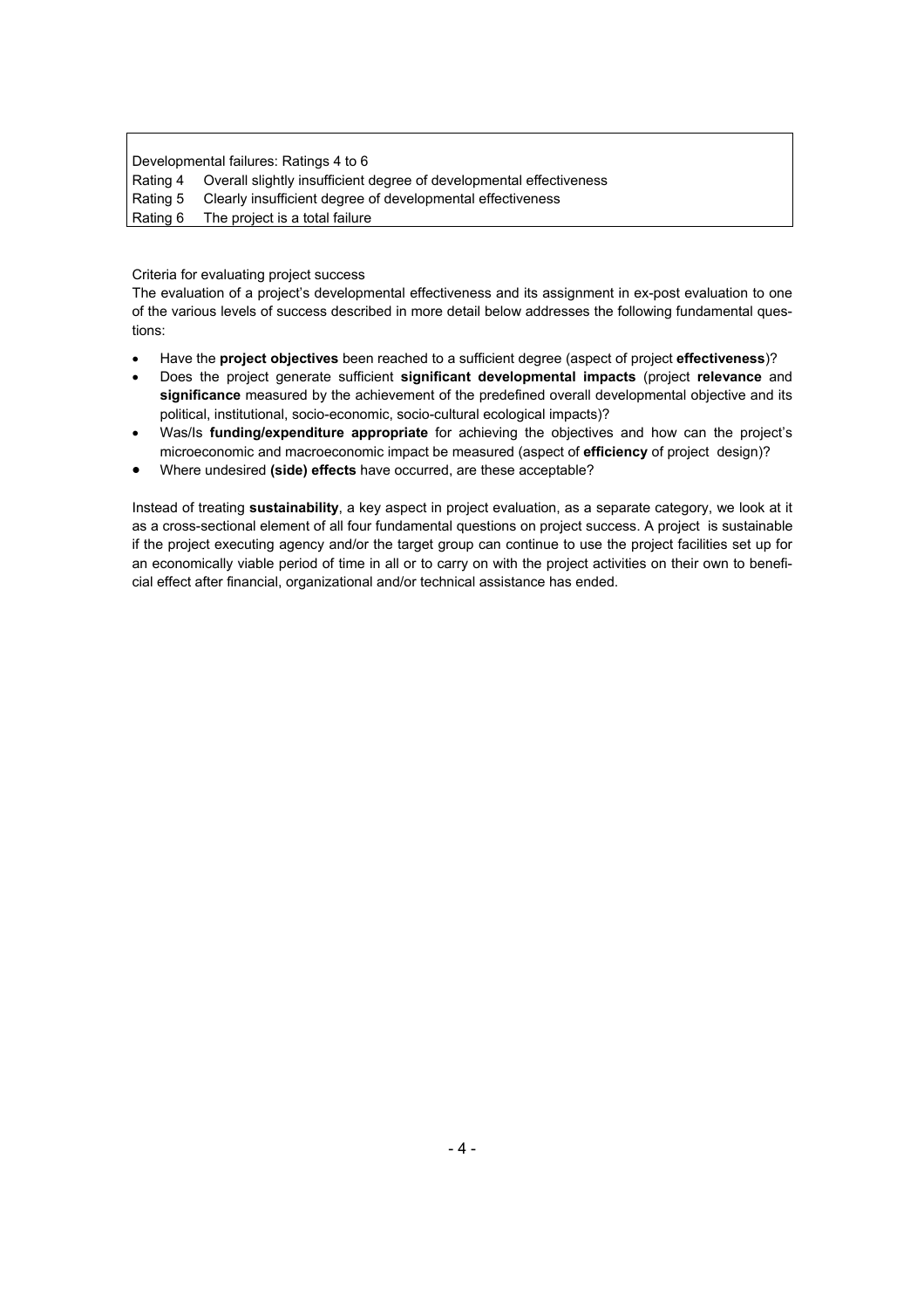| | |
|---|---|
| Developmental failures: Ratings 4 to 6 | |
| Rating 4 | Overall slightly insufficient degree of developmental effectiveness |
| Rating 5 | Clearly insufficient degree of developmental effectiveness |
| Rating 6 | The project is a total failure |

Criteria for evaluating project success

The evaluation of a project's developmental effectiveness and its assignment in ex-post evaluation to one of the various levels of success described in more detail below addresses the following fundamental questions:

- Have the **project objectives** been reached to a sufficient degree (aspect of project **effectiveness**)?
- Does the project generate sufficient **significant developmental impacts** (project **relevance** and **significance** measured by the achievement of the predefined overall developmental objective and its political, institutional, socio-economic, socio-cultural ecological impacts)?
- Was/Is **funding/expenditure appropriate** for achieving the objectives and how can the project's microeconomic and macroeconomic impact be measured (aspect of **efficiency** of project design)?
- Where undesired **(side) effects** have occurred, are these acceptable?

Instead of treating **sustainability**, a key aspect in project evaluation, as a separate category, we look at it as a cross-sectional element of all four fundamental questions on project success. A project is sustainable if the project executing agency and/or the target group can continue to use the project facilities set up for an economically viable period of time in all or to carry on with the project activities on their own to beneficial effect after financial, organizational and/or technical assistance has ended.